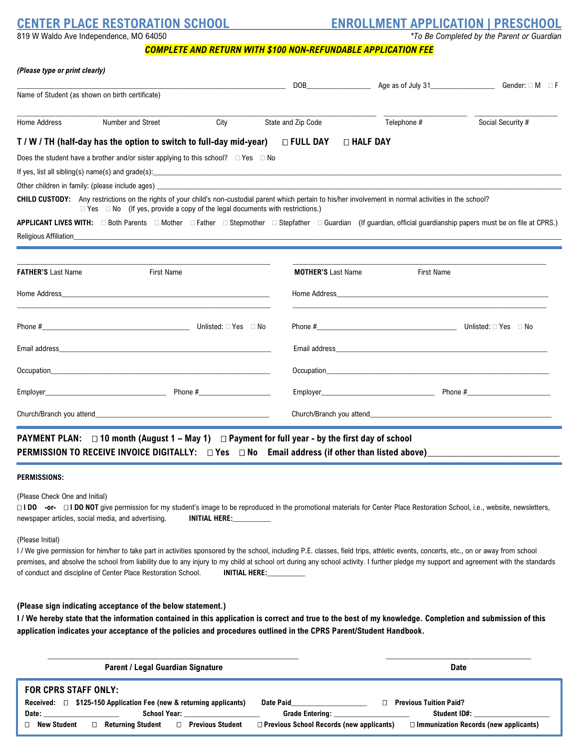# CENTER PLACE RESTORATION SCHOOL

819 W Waldo Ave Independence, MO 64050

# ENROLLMENT APPLICATION | PRESCHOOL

*\*To Be Completed by the Parent or Guardian*

***COMPLETE AND RETURN WITH $100 NON-REFUNDABLE APPLICATION FEE***

***(Please type or print clearly)***

_______________________________________ DOB________________ Age as of July 31________________ Gender: ☐ M ☐ F

Name of Student (as shown on birth certificate)

_______________________________________________________________ ________________ ________________

Home Address Number and Street City State and Zip Code Telephone # Social Security #

**T / W / TH (half-day has the option to switch to full-day mid-year) ☐ FULL DAY ☐ HALF DAY**

Does the student have a brother and/or sister applying to this school? ☐ Yes ☐ No

If yes, list all sibling(s) name(s) and grade(s):________________________________________________

Other children in family: (please include ages) ________________________________________________

**CHILD CUSTODY:** Any restrictions on the rights of your child's non-custodial parent which pertain to his/her involvement in normal activities in the school?
☐ Yes ☐ No (If yes, provide a copy of the legal documents with restrictions.)

**APPLICANT LIVES WITH:** ☐ Both Parents ☐ Mother ☐ Father ☐ Stepmother ☐ Stepfather ☐ Guardian (If guardian, official guardianship papers must be on file at CPRS.)

Religious Affiliation________________________________________________

---

______________________________________

**FATHER'S** Last Name First Name

Home Address______________________________

______________________________________

Phone #__________________________ Unlisted: ☐ Yes ☐ No

Email address______________________________

Occupation______________________________

Employer____________________ Phone #______________

Church/Branch you attend______________________________

______________________________________

**MOTHER'S** Last Name First Name

Home Address______________________________

______________________________________

Phone #__________________________ Unlisted: ☐ Yes ☐ No

Email address______________________________

Occupation______________________________

Employer____________________ Phone #______________

Church/Branch you attend______________________________

---

**PAYMENT PLAN: ☐ 10 month (August 1 – May 1) ☐ Payment for full year - by the first day of school**

**PERMISSION TO RECEIVE INVOICE DIGITALLY: ☐ Yes ☐ No Email address (if other than listed above)____________________**

---

**PERMISSIONS:**

(Please Check One and Initial)

☐ **I DO -or- ☐ I DO NOT** give permission for my student's image to be reproduced in the promotional materials for Center Place Restoration School, i.e., website, newsletters, newspaper articles, social media, and advertising. **INITIAL HERE:**__________

(Please Initial)

I / We give permission for him/her to take part in activities sponsored by the school, including P.E. classes, field trips, athletic events, concerts, etc., on or away from school premises, and absolve the school from liability due to any injury to my child at school ort during any school activity. I further pledge my support and agreement with the standards of conduct and discipline of Center Place Restoration School. **INITIAL HERE:**__________

**(Please sign indicating acceptance of the below statement.)**

**I / We hereby state that the information contained in this application is correct and true to the best of my knowledge. Completion and submission of this application indicates your acceptance of the policies and procedures outlined in the CPRS Parent/Student Handbook.**

______________________________________ ____________________

**Parent / Legal Guardian Signature** **Date**

---

**FOR CPRS STAFF ONLY:**

**Received: ☐ $125-150 Application Fee (new & returning applicants) Date Paid__________________ ☐ Previous Tuition Paid?**

**Date: __________________ School Year: __________________ Grade Entering: __________________ Student ID#: __________________**

**☐ New Student ☐ Returning Student ☐ Previous Student ☐ Previous School Records (new applicants) ☐ Immunization Records (new applicants)**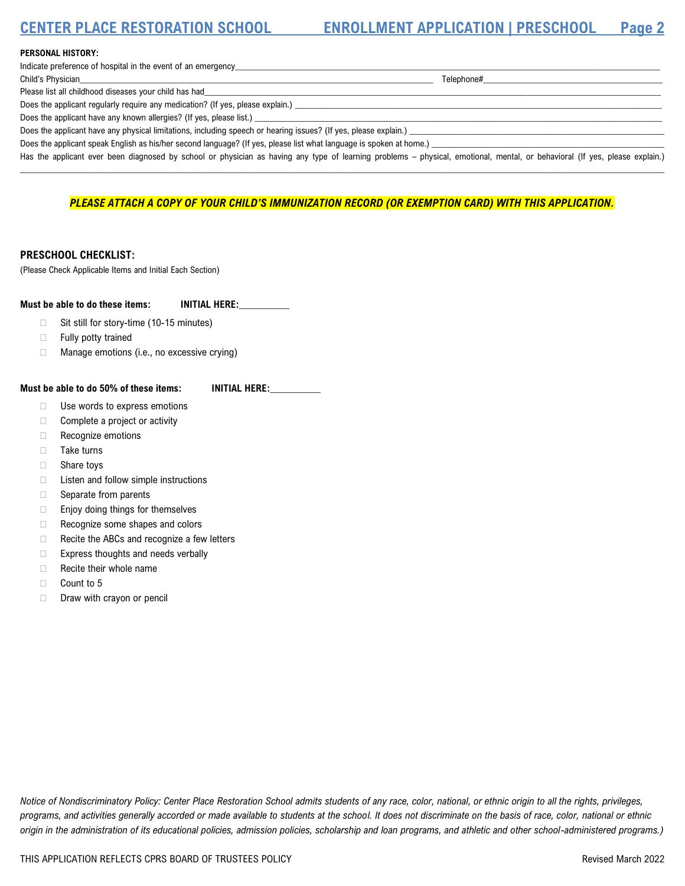**PERSONAL HISTORY:**

Indicate preference of hospital in the event of an emergency\_\_\_\_\_\_\_\_\_\_\_\_\_\_\_\_\_\_\_\_\_\_\_\_\_\_\_\_\_\_\_\_\_\_\_\_\_\_\_\_

Child's Physician\_\_\_\_\_\_\_\_\_\_\_\_\_\_\_\_\_\_\_\_\_\_\_\_\_\_\_\_\_\_\_\_ Telephone#\_\_\_\_\_\_\_\_\_\_\_\_\_\_\_\_\_\_\_\_\_\_\_\_

Please list all childhood diseases your child has had\_\_\_\_\_\_\_\_\_\_\_\_\_\_\_\_\_\_\_\_\_\_\_\_\_\_\_\_\_\_\_\_\_\_\_\_\_\_\_\_

Does the applicant regularly require any medication? (If yes, please explain.) \_\_\_\_\_\_\_\_\_\_\_\_\_\_\_\_\_\_\_\_\_\_\_\_\_\_\_\_

Does the applicant have any known allergies? (If yes, please list.) \_\_\_\_\_\_\_\_\_\_\_\_\_\_\_\_\_\_\_\_\_\_\_\_\_\_\_\_\_\_\_\_\_\_

Does the applicant have any physical limitations, including speech or hearing issues? (If yes, please explain.) \_\_\_\_\_\_\_\_\_\_\_\_\_\_\_\_\_\_\_\_

Does the applicant speak English as his/her second language? (If yes, please list what language is spoken at home.) \_\_\_\_\_\_\_\_\_\_\_\_\_\_\_\_\_\_

Has the applicant ever been diagnosed by school or physician as having any type of learning problems – physical, emotional, mental, or behavioral (If yes, please explain.)
\_\_\_\_\_\_\_\_\_\_\_\_\_\_\_\_\_\_\_\_\_\_\_\_\_\_\_\_\_\_\_\_\_\_\_\_\_\_\_\_\_\_\_\_\_\_\_\_\_\_\_\_\_\_\_\_\_\_\_\_\_\_\_\_\_\_\_\_\_\_\_\_\_\_\_\_

***PLEASE ATTACH A COPY OF YOUR CHILD'S IMMUNIZATION RECORD (OR EXEMPTION CARD) WITH THIS APPLICATION.***

## PRESCHOOL CHECKLIST:

(Please Check Applicable Items and Initial Each Section)

**Must be able to do these items:** **INITIAL HERE:**\_\_\_\_\_\_\_\_\_\_

- ☐ Sit still for story-time (10-15 minutes)
- ☐ Fully potty trained
- ☐ Manage emotions (i.e., no excessive crying)

**Must be able to do 50% of these items:** **INITIAL HERE:**\_\_\_\_\_\_\_\_\_\_

- ☐ Use words to express emotions
- ☐ Complete a project or activity
- ☐ Recognize emotions
- ☐ Take turns
- ☐ Share toys
- ☐ Listen and follow simple instructions
- ☐ Separate from parents
- ☐ Enjoy doing things for themselves
- ☐ Recognize some shapes and colors
- ☐ Recite the ABCs and recognize a few letters
- ☐ Express thoughts and needs verbally
- ☐ Recite their whole name
- ☐ Count to 5
- ☐ Draw with crayon or pencil

*Notice of Nondiscriminatory Policy: Center Place Restoration School admits students of any race, color, national, or ethnic origin to all the rights, privileges, programs, and activities generally accorded or made available to students at the school. It does not discriminate on the basis of race, color, national or ethnic origin in the administration of its educational policies, admission policies, scholarship and loan programs, and athletic and other school-administered programs.)*

THIS APPLICATION REFLECTS CPRS BOARD OF TRUSTEES POLICY — Revised March 2022